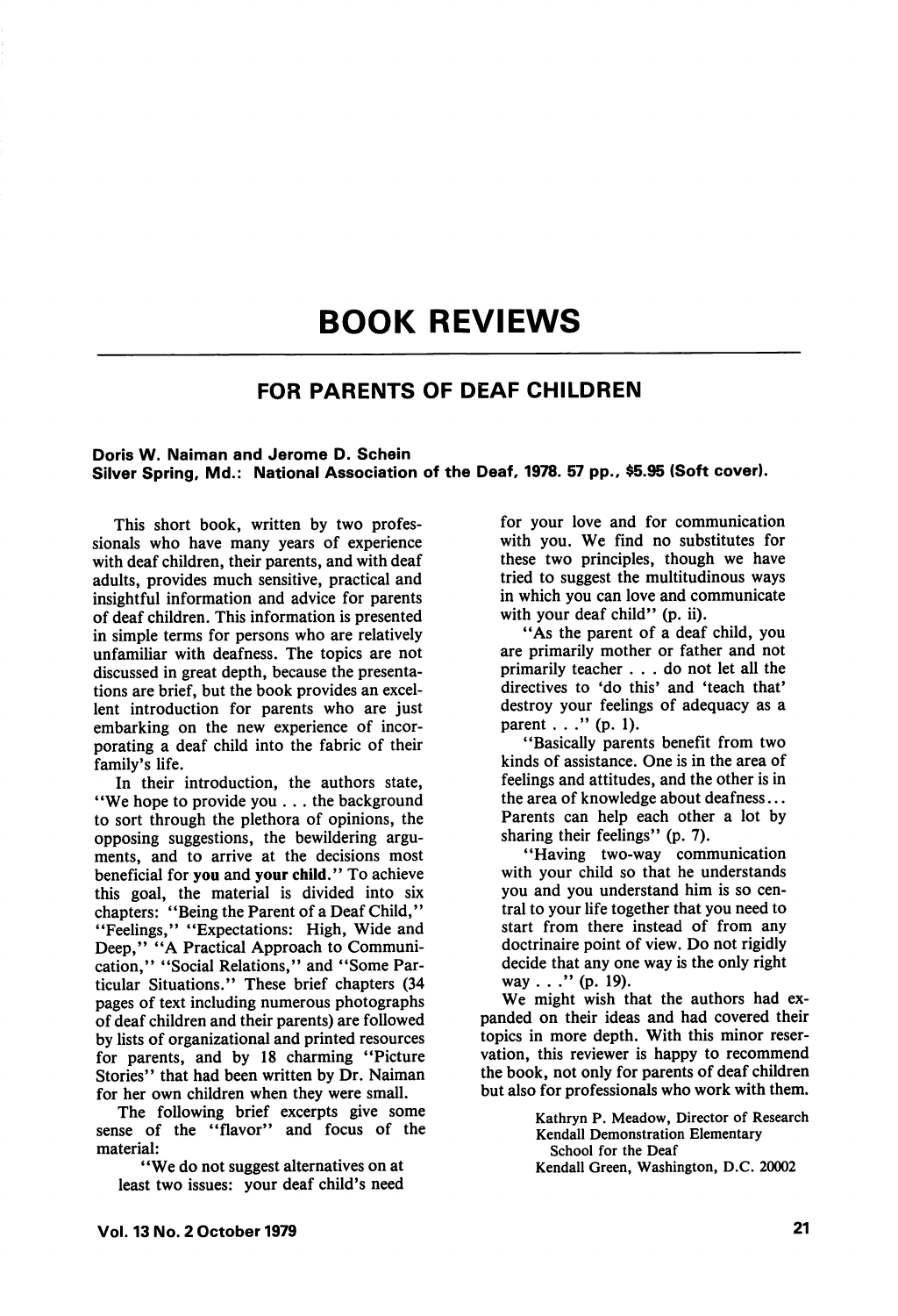# BOOK REVIEWS

## FOR PARENTS OF DEAF CHILDREN

**Doris W. Naiman and Jerome D. Schein**
**Silver Spring, Md.: National Association of the Deaf, 1978. 57 pp., $5.95 (Soft cover).**

This short book, written by two professionals who have many years of experience with deaf children, their parents, and with deaf adults, provides much sensitive, practical and insightful information and advice for parents of deaf children. This information is presented in simple terms for persons who are relatively unfamiliar with deafness. The topics are not discussed in great depth, because the presentations are brief, but the book provides an excellent introduction for parents who are just embarking on the new experience of incorporating a deaf child into the fabric of their family's life.

In their introduction, the authors state, "We hope to provide you . . . the background to sort through the plethora of opinions, the opposing suggestions, the bewildering arguments, and to arrive at the decisions most beneficial for **you** and **your child**." To achieve this goal, the material is divided into six chapters: "Being the Parent of a Deaf Child," "Feelings," "Expectations: High, Wide and Deep," "A Practical Approach to Communication," "Social Relations," and "Some Particular Situations." These brief chapters (34 pages of text including numerous photographs of deaf children and their parents) are followed by lists of organizational and printed resources for parents, and by 18 charming "Picture Stories" that had been written by Dr. Naiman for her own children when they were small.

The following brief excerpts give some sense of the "flavor" and focus of the material:

> "We do not suggest alternatives on at least two issues: your deaf child's need for your love and for communication with you. We find no substitutes for these two principles, though we have tried to suggest the multitudinous ways in which you can love and communicate with your deaf child" (p. ii).
>
> "As the parent of a deaf child, you are primarily mother or father and not primarily teacher . . . do not let all the directives to 'do this' and 'teach that' destroy your feelings of adequacy as a parent . . ." (p. 1).
>
> "Basically parents benefit from two kinds of assistance. One is in the area of feelings and attitudes, and the other is in the area of knowledge about deafness... Parents can help each other a lot by sharing their feelings" (p. 7).
>
> "Having two-way communication with your child so that he understands you and you understand him is so central to your life together that you need to start from there instead of from any doctrinaire point of view. Do not rigidly decide that any one way is the only right way . . ." (p. 19).

We might wish that the authors had expanded on their ideas and had covered their topics in more depth. With this minor reservation, this reviewer is happy to recommend the book, not only for parents of deaf children but also for professionals who work with them.

Kathryn P. Meadow, Director of Research
Kendall Demonstration Elementary
School for the Deaf
Kendall Green, Washington, D.C. 20002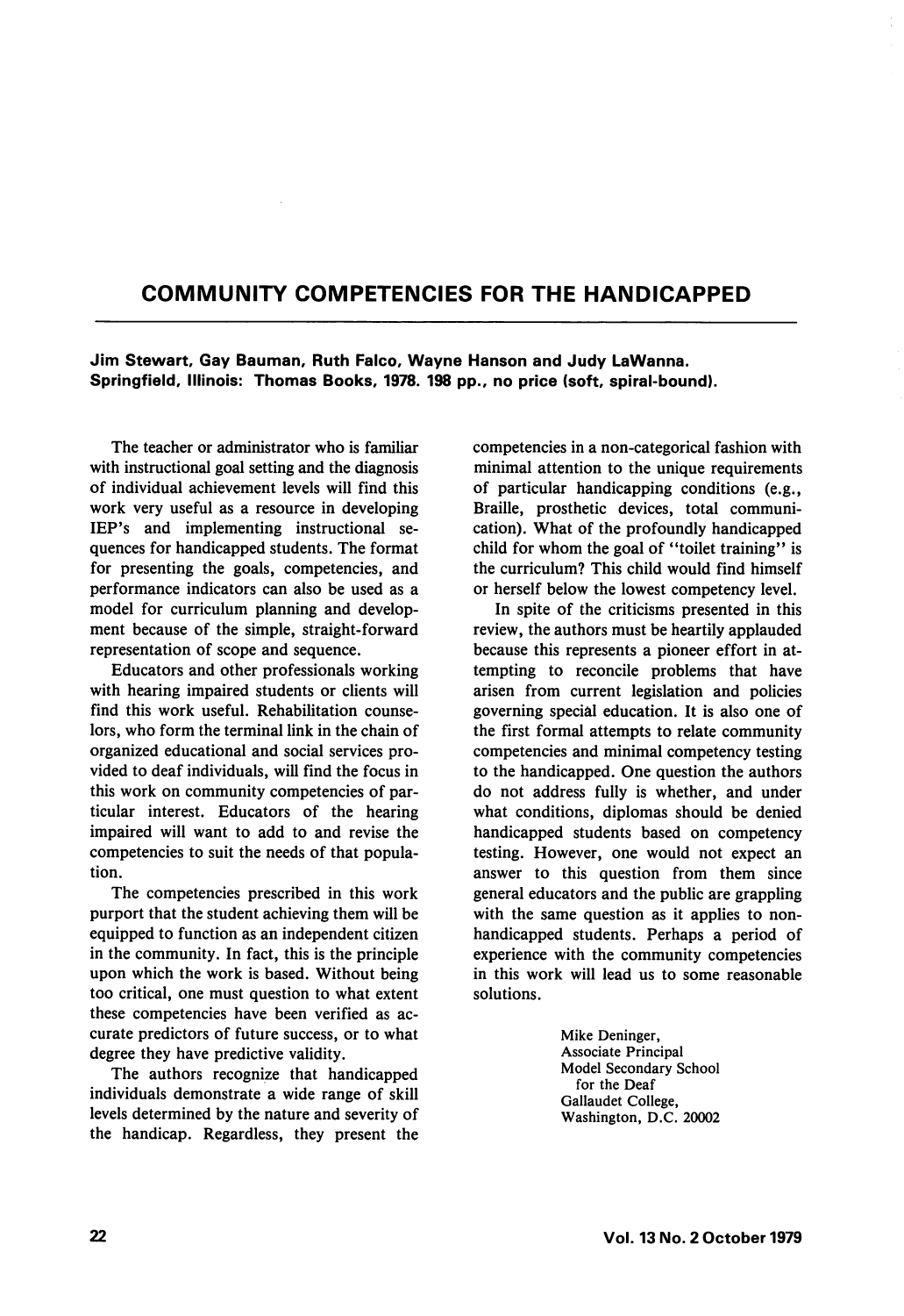# COMMUNITY COMPETENCIES FOR THE HANDICAPPED

**Jim Stewart, Gay Bauman, Ruth Falco, Wayne Hanson and Judy LaWanna. Springfield, Illinois: Thomas Books, 1978. 198 pp., no price (soft, spiral-bound).**

The teacher or administrator who is familiar with instructional goal setting and the diagnosis of individual achievement levels will find this work very useful as a resource in developing IEP's and implementing instructional sequences for handicapped students. The format for presenting the goals, competencies, and performance indicators can also be used as a model for curriculum planning and development because of the simple, straight-forward representation of scope and sequence.

Educators and other professionals working with hearing impaired students or clients will find this work useful. Rehabilitation counselors, who form the terminal link in the chain of organized educational and social services provided to deaf individuals, will find the focus in this work on community competencies of particular interest. Educators of the hearing impaired will want to add to and revise the competencies to suit the needs of that population.

The competencies prescribed in this work purport that the student achieving them will be equipped to function as an independent citizen in the community. In fact, this is the principle upon which the work is based. Without being too critical, one must question to what extent these competencies have been verified as accurate predictors of future success, or to what degree they have predictive validity.

The authors recognize that handicapped individuals demonstrate a wide range of skill levels determined by the nature and severity of the handicap. Regardless, they present the competencies in a non-categorical fashion with minimal attention to the unique requirements of particular handicapping conditions (e.g., Braille, prosthetic devices, total communication). What of the profoundly handicapped child for whom the goal of "toilet training" is the curriculum? This child would find himself or herself below the lowest competency level.

In spite of the criticisms presented in this review, the authors must be heartily applauded because this represents a pioneer effort in attempting to reconcile problems that have arisen from current legislation and policies governing special education. It is also one of the first formal attempts to relate community competencies and minimal competency testing to the handicapped. One question the authors do not address fully is whether, and under what conditions, diplomas should be denied handicapped students based on competency testing. However, one would not expect an answer to this question from them since general educators and the public are grappling with the same question as it applies to non-handicapped students. Perhaps a period of experience with the community competencies in this work will lead us to some reasonable solutions.

Mike Deninger,
Associate Principal
Model Secondary School
for the Deaf
Gallaudet College,
Washington, D.C. 20002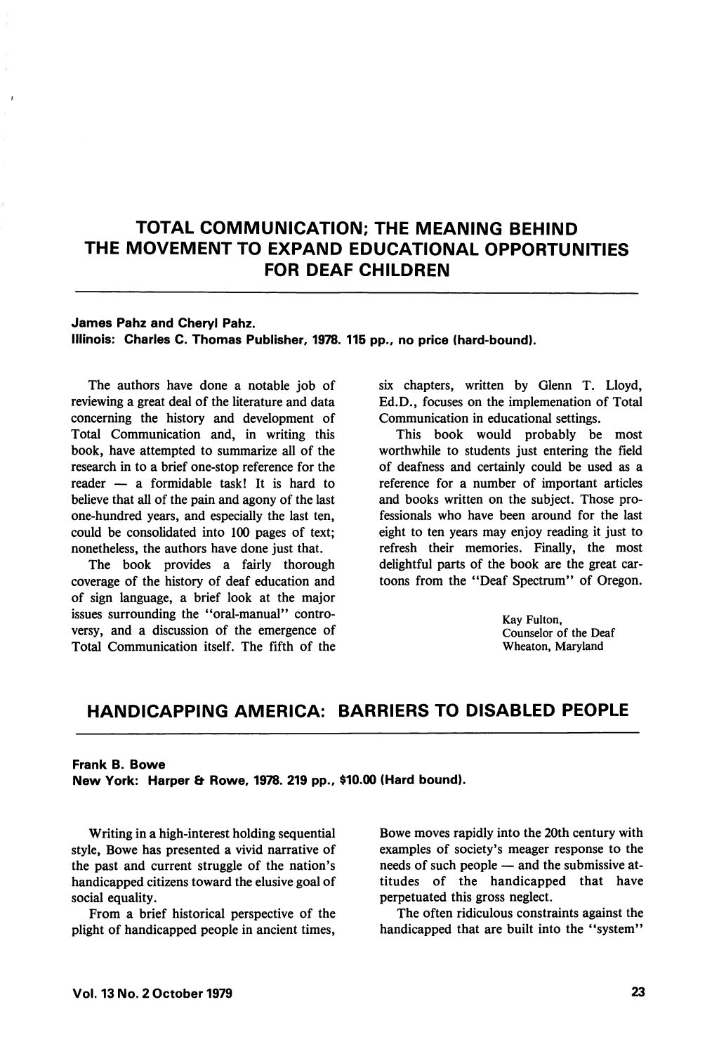## TOTAL COMMUNICATION; THE MEANING BEHIND THE MOVEMENT TO EXPAND EDUCATIONAL OPPORTUNITIES FOR DEAF CHILDREN

**James Pahz and Cheryl Pahz.**
**Illinois: Charles C. Thomas Publisher, 1978. 115 pp., no price (hard-bound).**

The authors have done a notable job of reviewing a great deal of the literature and data concerning the history and development of Total Communication and, in writing this book, have attempted to summarize all of the research in to a brief one-stop reference for the reader — a formidable task! It is hard to believe that all of the pain and agony of the last one-hundred years, and especially the last ten, could be consolidated into 100 pages of text; nonetheless, the authors have done just that.

The book provides a fairly thorough coverage of the history of deaf education and of sign language, a brief look at the major issues surrounding the "oral-manual" controversy, and a discussion of the emergence of Total Communication itself. The fifth of the six chapters, written by Glenn T. Lloyd, Ed.D., focuses on the implemenation of Total Communication in educational settings.

This book would probably be most worthwhile to students just entering the field of deafness and certainly could be used as a reference for a number of important articles and books written on the subject. Those professionals who have been around for the last eight to ten years may enjoy reading it just to refresh their memories. Finally, the most delightful parts of the book are the great cartoons from the "Deaf Spectrum" of Oregon.

Kay Fulton,
Counselor of the Deaf
Wheaton, Maryland

## HANDICAPPING AMERICA: BARRIERS TO DISABLED PEOPLE

**Frank B. Bowe**
**New York: Harper & Rowe, 1978. 219 pp., $10.00 (Hard bound).**

Writing in a high-interest holding sequential style, Bowe has presented a vivid narrative of the past and current struggle of the nation's handicapped citizens toward the elusive goal of social equality.

From a brief historical perspective of the plight of handicapped people in ancient times, Bowe moves rapidly into the 20th century with examples of society's meager response to the needs of such people — and the submissive attitudes of the handicapped that have perpetuated this gross neglect.

The often ridiculous constraints against the handicapped that are built into the "system"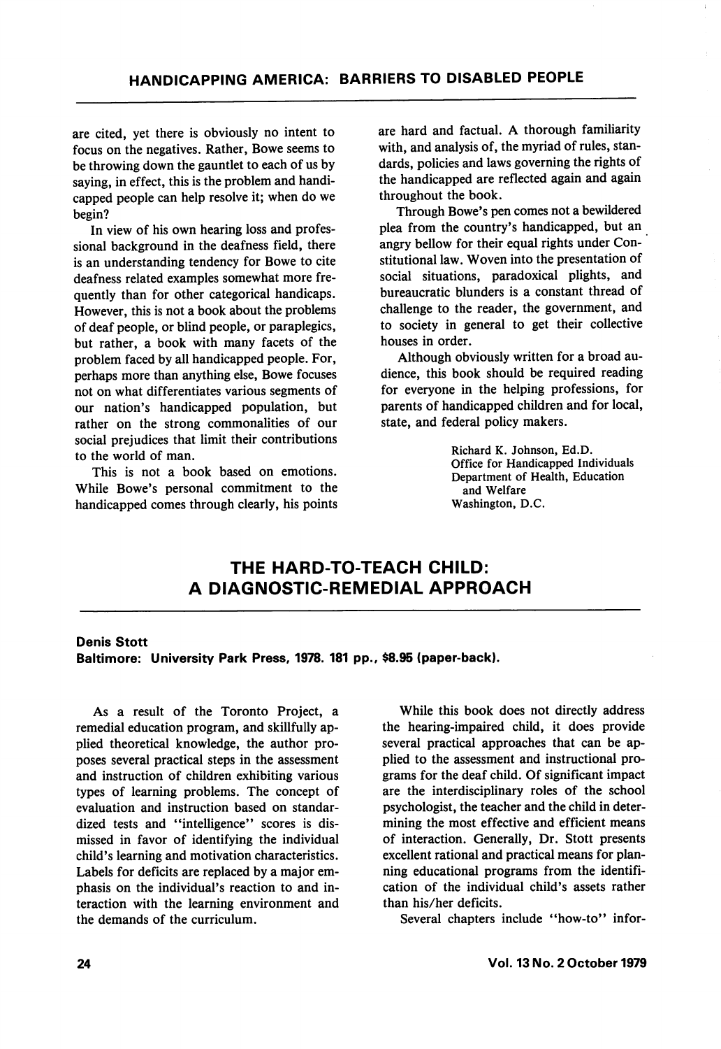are cited, yet there is obviously no intent to focus on the negatives. Rather, Bowe seems to be throwing down the gauntlet to each of us by saying, in effect, this is the problem and handicapped people can help resolve it; when do we begin?

In view of his own hearing loss and professional background in the deafness field, there is an understanding tendency for Bowe to cite deafness related examples somewhat more frequently than for other categorical handicaps. However, this is not a book about the problems of deaf people, or blind people, or paraplegics, but rather, a book with many facets of the problem faced by all handicapped people. For, perhaps more than anything else, Bowe focuses not on what differentiates various segments of our nation's handicapped population, but rather on the strong commonalities of our social prejudices that limit their contributions to the world of man.

This is not a book based on emotions. While Bowe's personal commitment to the handicapped comes through clearly, his points are hard and factual. A thorough familiarity with, and analysis of, the myriad of rules, standards, policies and laws governing the rights of the handicapped are reflected again and again throughout the book.

Through Bowe's pen comes not a bewildered plea from the country's handicapped, but an angry bellow for their equal rights under Constitutional law. Woven into the presentation of social situations, paradoxical plights, and bureaucratic blunders is a constant thread of challenge to the reader, the government, and to society in general to get their collective houses in order.

Although obviously written for a broad audience, this book should be required reading for everyone in the helping professions, for parents of handicapped children and for local, state, and federal policy makers.

Richard K. Johnson, Ed.D.
Office for Handicapped Individuals
Department of Health, Education and Welfare
Washington, D.C.

## THE HARD-TO-TEACH CHILD: A DIAGNOSTIC-REMEDIAL APPROACH

**Denis Stott**
**Baltimore: University Park Press, 1978. 181 pp., $8.95 (paper-back).**

As a result of the Toronto Project, a remedial education program, and skillfully applied theoretical knowledge, the author proposes several practical steps in the assessment and instruction of children exhibiting various types of learning problems. The concept of evaluation and instruction based on standardized tests and "intelligence" scores is dismissed in favor of identifying the individual child's learning and motivation characteristics. Labels for deficits are replaced by a major emphasis on the individual's reaction to and interaction with the learning environment and the demands of the curriculum.

While this book does not directly address the hearing-impaired child, it does provide several practical approaches that can be applied to the assessment and instructional programs for the deaf child. Of significant impact are the interdisciplinary roles of the school psychologist, the teacher and the child in determining the most effective and efficient means of interaction. Generally, Dr. Stott presents excellent rational and practical means for planning educational programs from the identification of the individual child's assets rather than his/her deficits.

Several chapters include "how-to" infor-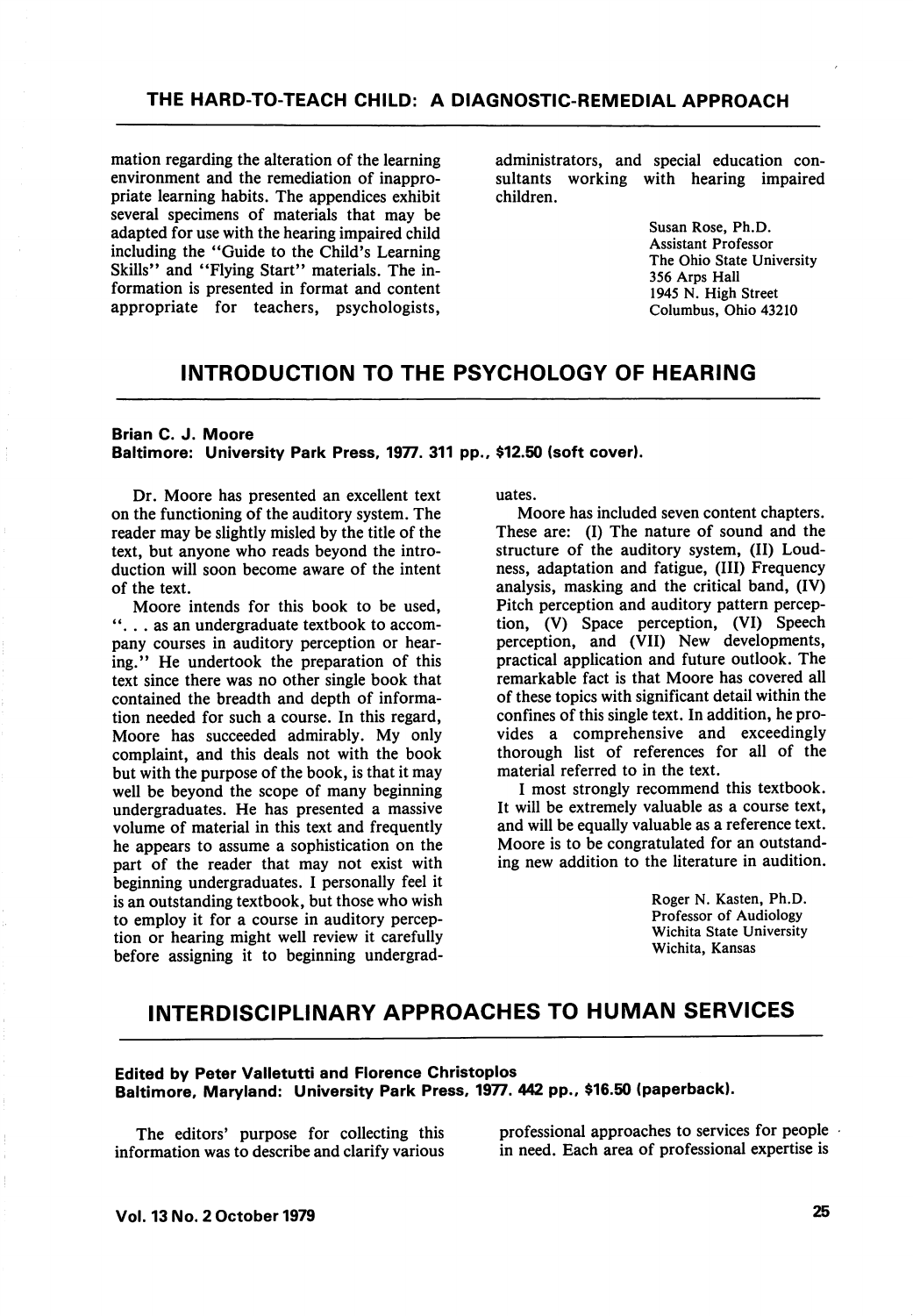mation regarding the alteration of the learning environment and the remediation of inappropriate learning habits. The appendices exhibit several specimens of materials that may be adapted for use with the hearing impaired child including the "Guide to the Child's Learning Skills" and "Flying Start" materials. The information is presented in format and content appropriate for teachers, psychologists, administrators, and special education consultants working with hearing impaired children.

Susan Rose, Ph.D.
Assistant Professor
The Ohio State University
356 Arps Hall
1945 N. High Street
Columbus, Ohio 43210

## INTRODUCTION TO THE PSYCHOLOGY OF HEARING

**Brian C. J. Moore**
**Baltimore: University Park Press, 1977. 311 pp., $12.50 (soft cover).**

Dr. Moore has presented an excellent text on the functioning of the auditory system. The reader may be slightly misled by the title of the text, but anyone who reads beyond the introduction will soon become aware of the intent of the text.

Moore intends for this book to be used, ". . . as an undergraduate textbook to accompany courses in auditory perception or hearing." He undertook the preparation of this text since there was no other single book that contained the breadth and depth of information needed for such a course. In this regard, Moore has succeeded admirably. My only complaint, and this deals not with the book but with the purpose of the book, is that it may well be beyond the scope of many beginning undergraduates. He has presented a massive volume of material in this text and frequently he appears to assume a sophistication on the part of the reader that may not exist with beginning undergraduates. I personally feel it is an outstanding textbook, but those who wish to employ it for a course in auditory perception or hearing might well review it carefully before assigning it to beginning undergraduates.

Moore has included seven content chapters. These are: (I) The nature of sound and the structure of the auditory system, (II) Loudness, adaptation and fatigue, (III) Frequency analysis, masking and the critical band, (IV) Pitch perception and auditory pattern perception, (V) Space perception, (VI) Speech perception, and (VII) New developments, practical application and future outlook. The remarkable fact is that Moore has covered all of these topics with significant detail within the confines of this single text. In addition, he provides a comprehensive and exceedingly thorough list of references for all of the material referred to in the text.

I most strongly recommend this textbook. It will be extremely valuable as a course text, and will be equally valuable as a reference text. Moore is to be congratulated for an outstanding new addition to the literature in audition.

Roger N. Kasten, Ph.D.
Professor of Audiology
Wichita State University
Wichita, Kansas

## INTERDISCIPLINARY APPROACHES TO HUMAN SERVICES

**Edited by Peter Valletutti and Florence Christoplos**
**Baltimore, Maryland: University Park Press, 1977. 442 pp., $16.50 (paperback).**

The editors' purpose for collecting this information was to describe and clarify various professional approaches to services for people in need. Each area of professional expertise is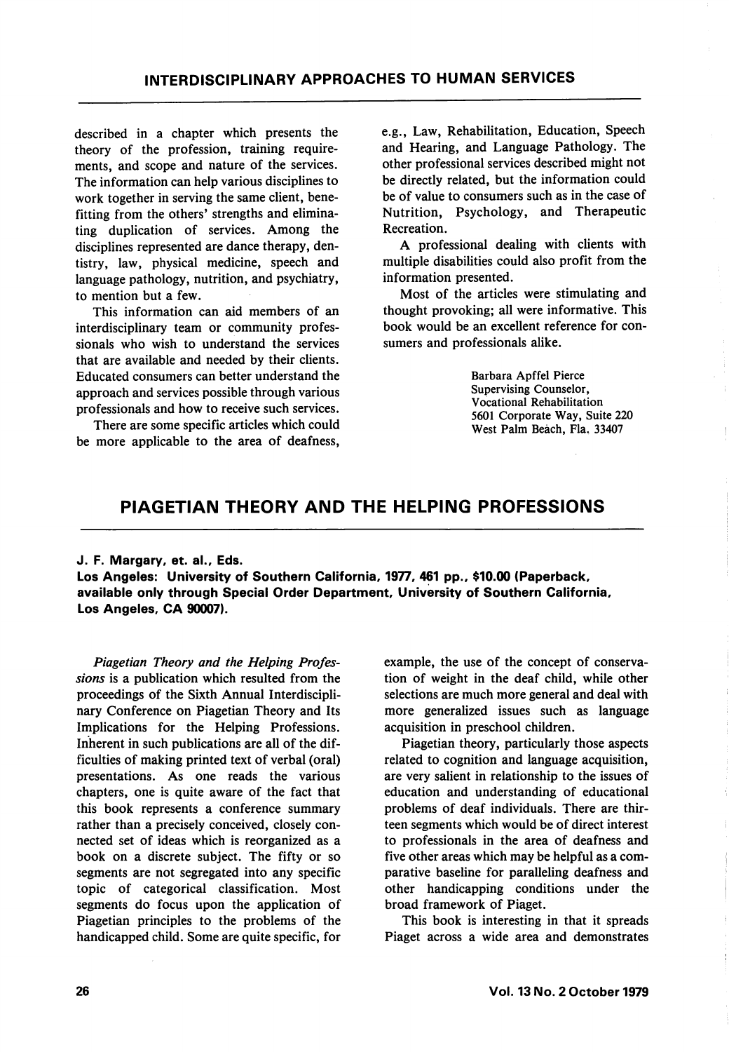described in a chapter which presents the theory of the profession, training requirements, and scope and nature of the services. The information can help various disciplines to work together in serving the same client, benefitting from the others' strengths and eliminating duplication of services. Among the disciplines represented are dance therapy, dentistry, law, physical medicine, speech and language pathology, nutrition, and psychiatry, to mention but a few.

This information can aid members of an interdisciplinary team or community professionals who wish to understand the services that are available and needed by their clients. Educated consumers can better understand the approach and services possible through various professionals and how to receive such services.

There are some specific articles which could be more applicable to the area of deafness, e.g., Law, Rehabilitation, Education, Speech and Hearing, and Language Pathology. The other professional services described might not be directly related, but the information could be of value to consumers such as in the case of Nutrition, Psychology, and Therapeutic Recreation.

A professional dealing with clients with multiple disabilities could also profit from the information presented.

Most of the articles were stimulating and thought provoking; all were informative. This book would be an excellent reference for consumers and professionals alike.

Barbara Apffel Pierce
Supervising Counselor,
Vocational Rehabilitation
5601 Corporate Way, Suite 220
West Palm Beach, Fla. 33407

## PIAGETIAN THEORY AND THE HELPING PROFESSIONS

**J. F. Margary, et. al., Eds.**
**Los Angeles: University of Southern California, 1977, 461 pp., $10.00 (Paperback, available only through Special Order Department, University of Southern California, Los Angeles, CA 90007).**

*Piagetian Theory and the Helping Professions* is a publication which resulted from the proceedings of the Sixth Annual Interdisciplinary Conference on Piagetian Theory and Its Implications for the Helping Professions. Inherent in such publications are all of the difficulties of making printed text of verbal (oral) presentations. As one reads the various chapters, one is quite aware of the fact that this book represents a conference summary rather than a precisely conceived, closely connected set of ideas which is reorganized as a book on a discrete subject. The fifty or so segments are not segregated into any specific topic of categorical classification. Most segments do focus upon the application of Piagetian principles to the problems of the handicapped child. Some are quite specific, for example, the use of the concept of conservation of weight in the deaf child, while other selections are much more general and deal with more generalized issues such as language acquisition in preschool children.

Piagetian theory, particularly those aspects related to cognition and language acquisition, are very salient in relationship to the issues of education and understanding of educational problems of deaf individuals. There are thirteen segments which would be of direct interest to professionals in the area of deafness and five other areas which may be helpful as a comparative baseline for paralleling deafness and other handicapping conditions under the broad framework of Piaget.

This book is interesting in that it spreads Piaget across a wide area and demonstrates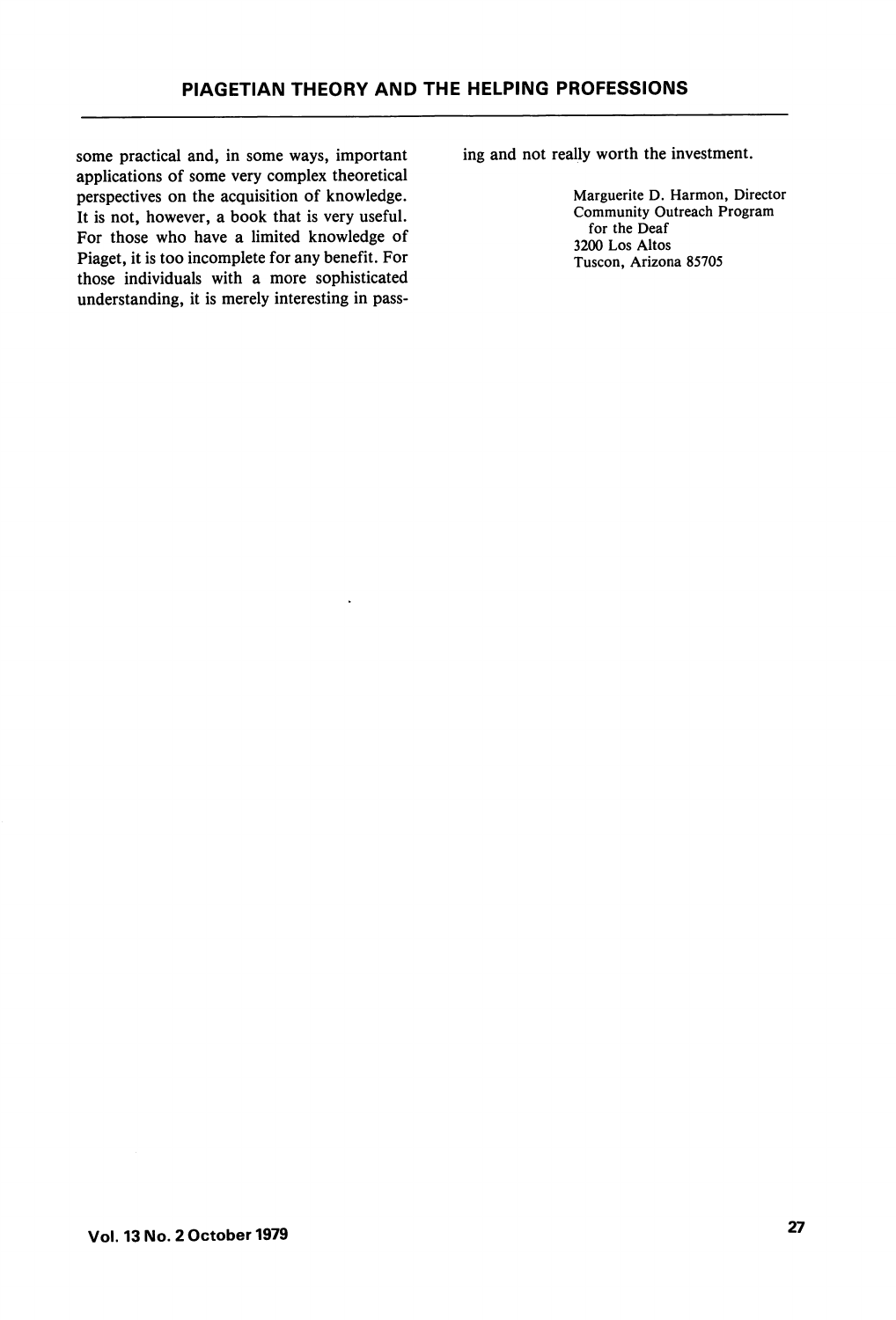some practical and, in some ways, important applications of some very complex theoretical perspectives on the acquisition of knowledge. It is not, however, a book that is very useful. For those who have a limited knowledge of Piaget, it is too incomplete for any benefit. For those individuals with a more sophisticated understanding, it is merely interesting in passing and not really worth the investment.

Marguerite D. Harmon, Director
Community Outreach Program
for the Deaf
3200 Los Altos
Tuscon, Arizona 85705